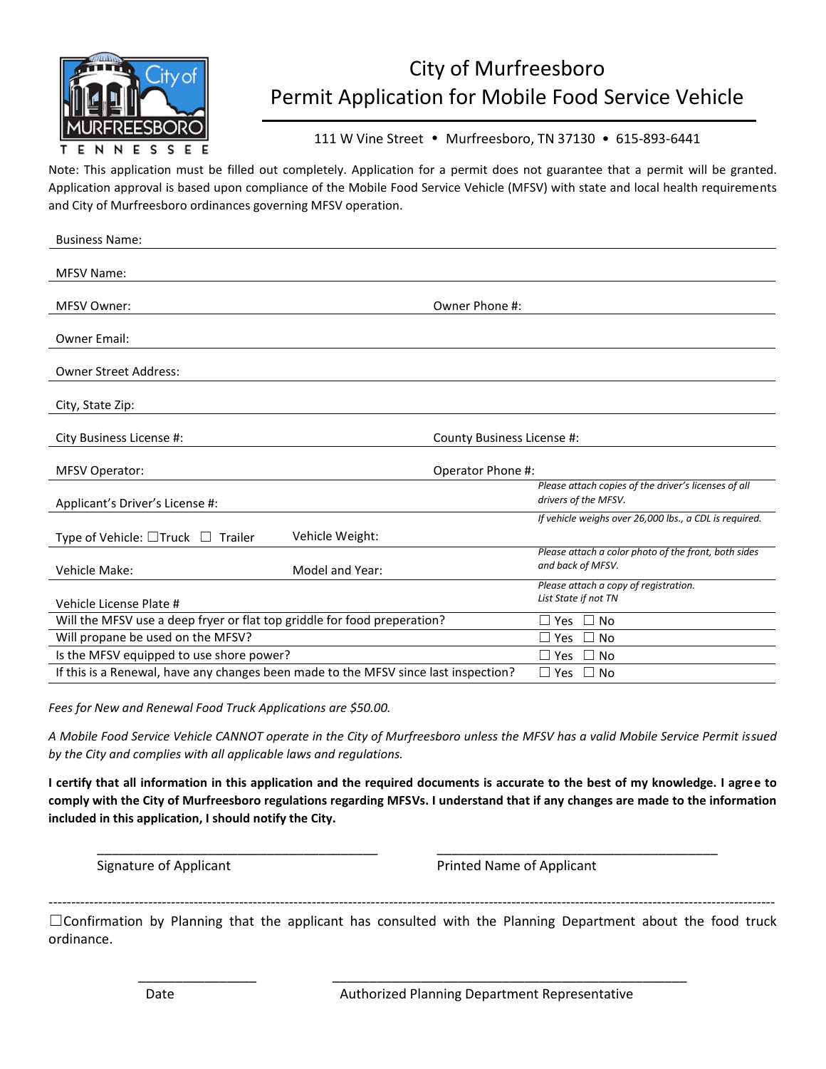# City of Murfreesboro
## Permit Application for Mobile Food Service Vehicle

111 W Vine Street • Murfreesboro, TN 37130 • 615-893-6441

Note: This application must be filled out completely. Application for a permit does not guarantee that a permit will be granted. Application approval is based upon compliance of the Mobile Food Service Vehicle (MFSV) with state and local health requirements and City of Murfreesboro ordinances governing MFSV operation.

Business Name:

MFSV Name:

MFSV Owner: Owner Phone #:

Owner Email:

Owner Street Address:

City, State Zip:

City Business License #: County Business License #:

MFSV Operator: Operator Phone #:

Applicant's Driver's License #: *Please attach copies of the driver's licenses of all drivers of the MFSV.*

Type of Vehicle: ☐Truck ☐ Trailer Vehicle Weight: *If vehicle weighs over 26,000 lbs., a CDL is required.*

Vehicle Make: Model and Year: *Please attach a color photo of the front, both sides and back of MFSV.*

Vehicle License Plate # *Please attach a copy of registration. List State if not TN*

| | |
|---|---|
| Will the MFSV use a deep fryer or flat top griddle for food preperation? | ☐ Yes ☐ No |
| Will propane be used on the MFSV? | ☐ Yes ☐ No |
| Is the MFSV equipped to use shore power? | ☐ Yes ☐ No |
| If this is a Renewal, have any changes been made to the MFSV since last inspection? | ☐ Yes ☐ No |

*Fees for New and Renewal Food Truck Applications are $50.00.*

*A Mobile Food Service Vehicle CANNOT operate in the City of Murfreesboro unless the MFSV has a valid Mobile Service Permit issued by the City and complies with all applicable laws and regulations.*

**I certify that all information in this application and the required documents is accurate to the best of my knowledge. I agree to comply with the City of Murfreesboro regulations regarding MFSVs. I understand that if any changes are made to the information included in this application, I should notify the City.**

\_\_\_\_\_\_\_\_\_\_\_\_\_\_\_\_\_\_\_\_\_\_\_\_\_\_\_\_\_\_\_\_\_\_\_\_\_\_\_\_ \_\_\_\_\_\_\_\_\_\_\_\_\_\_\_\_\_\_\_\_\_\_\_\_\_\_\_\_\_\_\_\_\_\_\_\_\_\_\_\_

Signature of Applicant Printed Name of Applicant

---

☐Confirmation by Planning that the applicant has consulted with the Planning Department about the food truck ordinance.

\_\_\_\_\_\_\_\_\_\_\_\_\_\_\_\_ \_\_\_\_\_\_\_\_\_\_\_\_\_\_\_\_\_\_\_\_\_\_\_\_\_\_\_\_\_\_\_\_\_\_\_\_\_\_\_\_\_\_\_\_\_\_\_\_\_\_

Date Authorized Planning Department Representative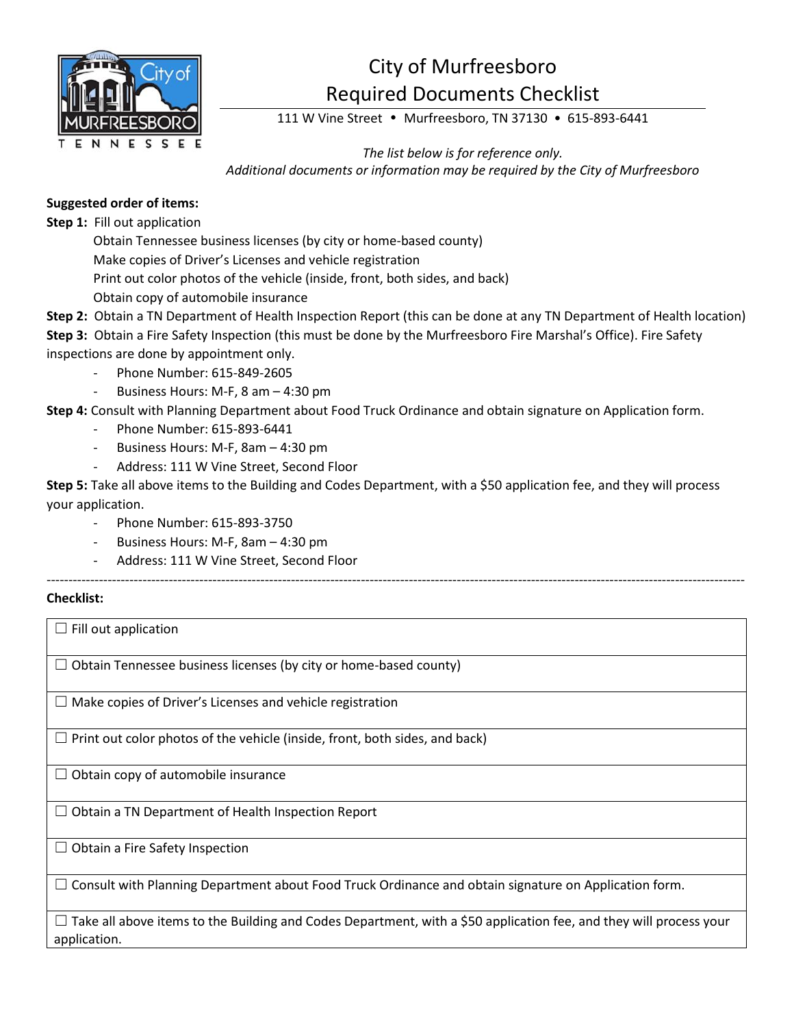# City of Murfreesboro
## Required Documents Checklist

111 W Vine Street • Murfreesboro, TN 37130 • 615-893-6441

*The list below is for reference only.*
*Additional documents or information may be required by the City of Murfreesboro*

**Suggested order of items:**

**Step 1:** Fill out application
Obtain Tennessee business licenses (by city or home-based county)
Make copies of Driver's Licenses and vehicle registration
Print out color photos of the vehicle (inside, front, both sides, and back)
Obtain copy of automobile insurance

**Step 2:** Obtain a TN Department of Health Inspection Report (this can be done at any TN Department of Health location)

**Step 3:** Obtain a Fire Safety Inspection (this must be done by the Murfreesboro Fire Marshal's Office). Fire Safety inspections are done by appointment only.

- Phone Number: 615-849-2605
- Business Hours: M-F, 8 am – 4:30 pm

**Step 4:** Consult with Planning Department about Food Truck Ordinance and obtain signature on Application form.

- Phone Number: 615-893-6441
- Business Hours: M-F, 8am – 4:30 pm
- Address: 111 W Vine Street, Second Floor

**Step 5:** Take all above items to the Building and Codes Department, with a $50 application fee, and they will process your application.

- Phone Number: 615-893-3750
- Business Hours: M-F, 8am – 4:30 pm
- Address: 111 W Vine Street, Second Floor

---

**Checklist:**

| |
|---|
| ☐ Fill out application |
| ☐ Obtain Tennessee business licenses (by city or home-based county) |
| ☐ Make copies of Driver's Licenses and vehicle registration |
| ☐ Print out color photos of the vehicle (inside, front, both sides, and back) |
| ☐ Obtain copy of automobile insurance |
| ☐ Obtain a TN Department of Health Inspection Report |
| ☐ Obtain a Fire Safety Inspection |
| ☐ Consult with Planning Department about Food Truck Ordinance and obtain signature on Application form. |
| ☐ Take all above items to the Building and Codes Department, with a $50 application fee, and they will process your application. |